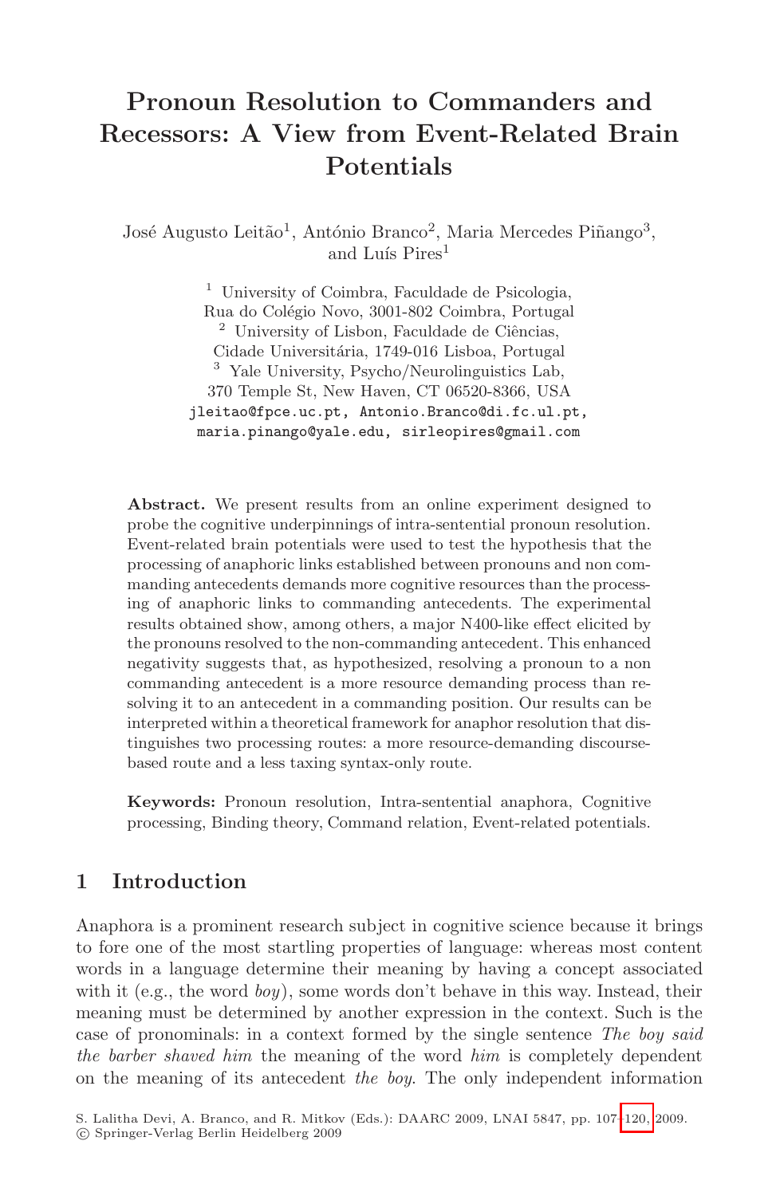# Pronoun Resolution to Commanders and Recessors: A View from Event-Related Brain Potentials

José Augusto Leitão[1], António Branco[2], Maria Mercedes Piñango[3], and Luís Pires[1]

[1] University of Coimbra, Faculdade de Psicologia, Rua do Colégio Novo, 3001-802 Coimbra, Portugal
[2] University of Lisbon, Faculdade de Ciências, Cidade Universitária, 1749-016 Lisboa, Portugal
[3] Yale University, Psycho/Neurolinguistics Lab, 370 Temple St, New Haven, CT 06520-8366, USA

jleitao@fpce.uc.pt, Antonio.Branco@di.fc.ul.pt, maria.pinango@yale.edu, sirleopires@gmail.com

**Abstract.** We present results from an online experiment designed to probe the cognitive underpinnings of intra-sentential pronoun resolution. Event-related brain potentials were used to test the hypothesis that the processing of anaphoric links established between pronouns and non commanding antecedents demands more cognitive resources than the processing of anaphoric links to commanding antecedents. The experimental results obtained show, among others, a major N400-like effect elicited by the pronouns resolved to the non-commanding antecedent. This enhanced negativity suggests that, as hypothesized, resolving a pronoun to a non commanding antecedent is a more resource demanding process than resolving it to an antecedent in a commanding position. Our results can be interpreted within a theoretical framework for anaphor resolution that distinguishes two processing routes: a more resource-demanding discourse-based route and a less taxing syntax-only route.

**Keywords:** Pronoun resolution, Intra-sentential anaphora, Cognitive processing, Binding theory, Command relation, Event-related potentials.

## 1 Introduction

Anaphora is a prominent research subject in cognitive science because it brings to fore one of the most startling properties of language: whereas most content words in a language determine their meaning by having a concept associated with it (e.g., the word *boy*), some words don't behave in this way. Instead, their meaning must be determined by another expression in the context. Such is the case of pronominals: in a context formed by the single sentence *The boy said the barber shaved him* the meaning of the word *him* is completely dependent on the meaning of its antecedent *the boy*. The only independent information

S. Lalitha Devi, A. Branco, and R. Mitkov (Eds.): DAARC 2009, LNAI 5847, pp. 107–120, 2009.
© Springer-Verlag Berlin Heidelberg 2009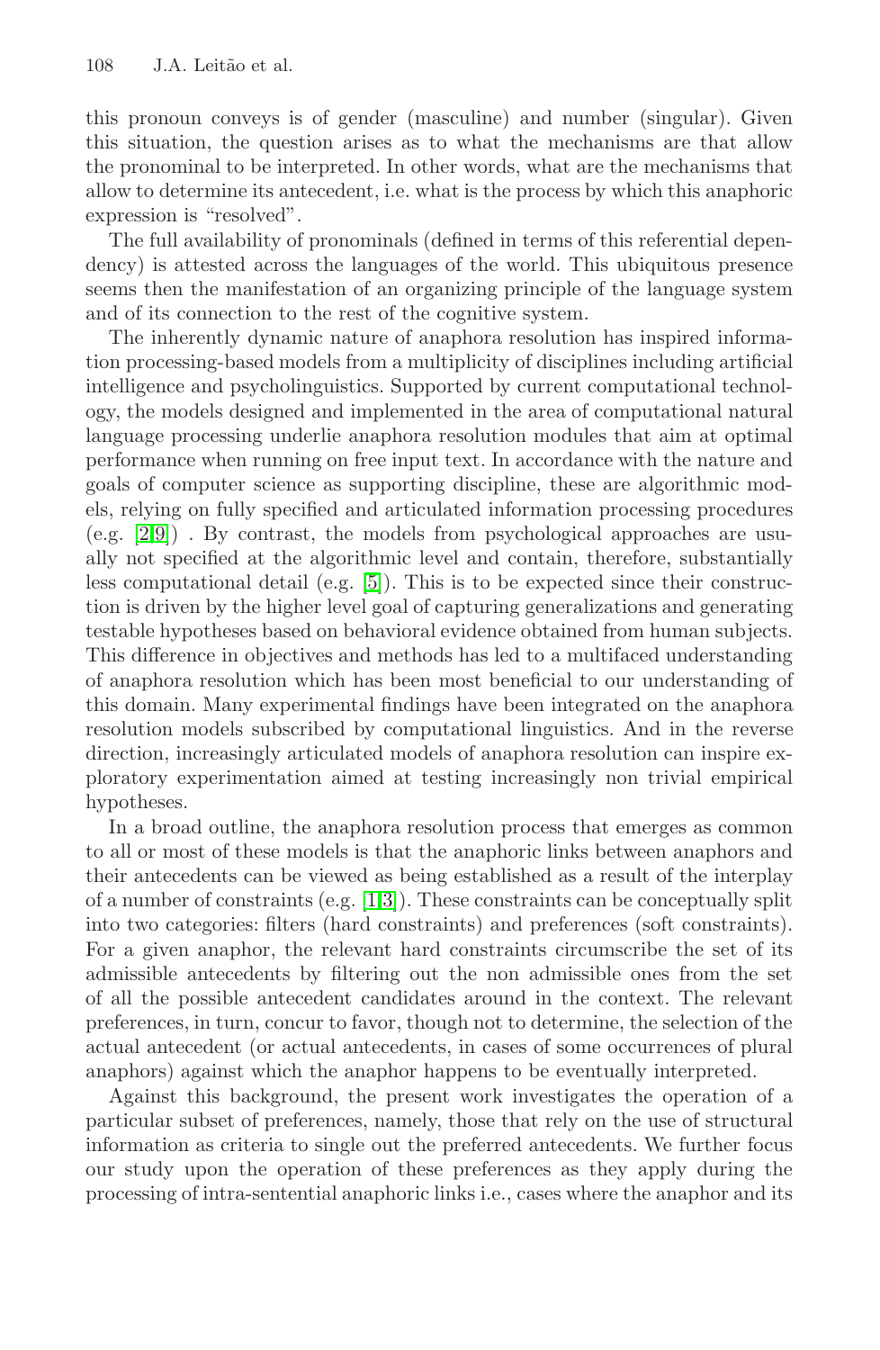this pronoun conveys is of gender (masculine) and number (singular). Given this situation, the question arises as to what the mechanisms are that allow the pronominal to be interpreted. In other words, what are the mechanisms that allow to determine its antecedent, i.e. what is the process by which this anaphoric expression is "resolved".

The full availability of pronominals (defined in terms of this referential dependency) is attested across the languages of the world. This ubiquitous presence seems then the manifestation of an organizing principle of the language system and of its connection to the rest of the cognitive system.

The inherently dynamic nature of anaphora resolution has inspired information processing-based models from a multiplicity of disciplines including artificial intelligence and psycholinguistics. Supported by current computational technology, the models designed and implemented in the area of computational natural language processing underlie anaphora resolution modules that aim at optimal performance when running on free input text. In accordance with the nature and goals of computer science as supporting discipline, these are algorithmic models, relying on fully specified and articulated information processing procedures (e.g. [2,9]) . By contrast, the models from psychological approaches are usually not specified at the algorithmic level and contain, therefore, substantially less computational detail (e.g. [5]). This is to be expected since their construction is driven by the higher level goal of capturing generalizations and generating testable hypotheses based on behavioral evidence obtained from human subjects. This difference in objectives and methods has led to a multifaced understanding of anaphora resolution which has been most beneficial to our understanding of this domain. Many experimental findings have been integrated on the anaphora resolution models subscribed by computational linguistics. And in the reverse direction, increasingly articulated models of anaphora resolution can inspire exploratory experimentation aimed at testing increasingly non trivial empirical hypotheses.

In a broad outline, the anaphora resolution process that emerges as common to all or most of these models is that the anaphoric links between anaphors and their antecedents can be viewed as being established as a result of the interplay of a number of constraints (e.g. [1,3]). These constraints can be conceptually split into two categories: filters (hard constraints) and preferences (soft constraints). For a given anaphor, the relevant hard constraints circumscribe the set of its admissible antecedents by filtering out the non admissible ones from the set of all the possible antecedent candidates around in the context. The relevant preferences, in turn, concur to favor, though not to determine, the selection of the actual antecedent (or actual antecedents, in cases of some occurrences of plural anaphors) against which the anaphor happens to be eventually interpreted.

Against this background, the present work investigates the operation of a particular subset of preferences, namely, those that rely on the use of structural information as criteria to single out the preferred antecedents. We further focus our study upon the operation of these preferences as they apply during the processing of intra-sentential anaphoric links i.e., cases where the anaphor and its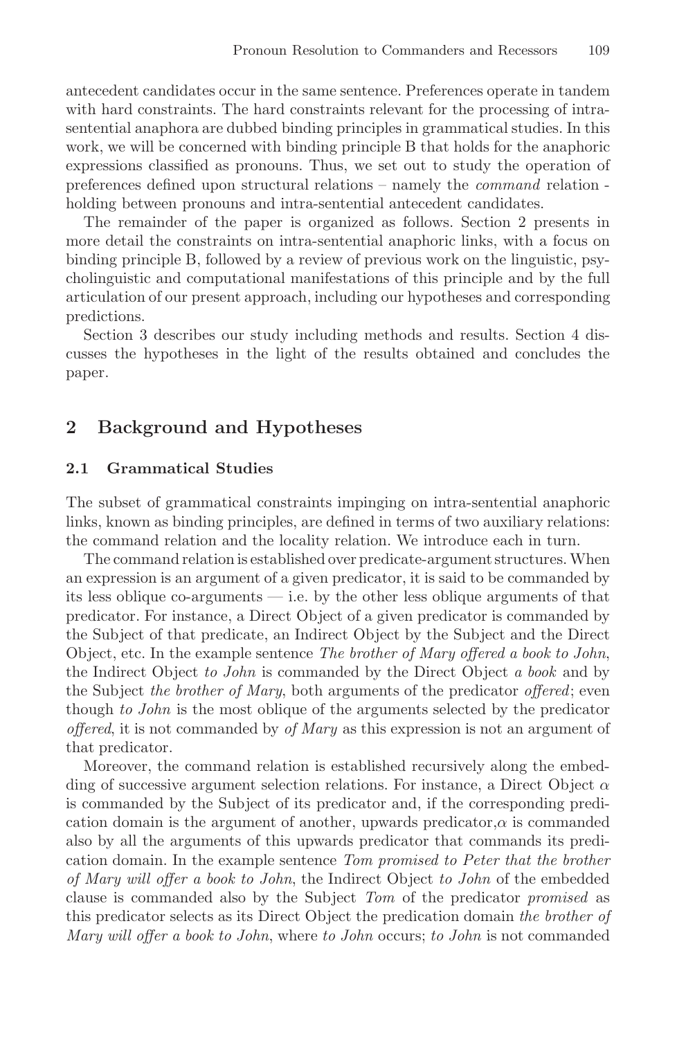antecedent candidates occur in the same sentence. Preferences operate in tandem with hard constraints. The hard constraints relevant for the processing of intra-sentential anaphora are dubbed binding principles in grammatical studies. In this work, we will be concerned with binding principle B that holds for the anaphoric expressions classified as pronouns. Thus, we set out to study the operation of preferences defined upon structural relations – namely the *command* relation - holding between pronouns and intra-sentential antecedent candidates.

The remainder of the paper is organized as follows. Section 2 presents in more detail the constraints on intra-sentential anaphoric links, with a focus on binding principle B, followed by a review of previous work on the linguistic, psycholinguistic and computational manifestations of this principle and by the full articulation of our present approach, including our hypotheses and corresponding predictions.

Section 3 describes our study including methods and results. Section 4 discusses the hypotheses in the light of the results obtained and concludes the paper.

## 2 Background and Hypotheses

### 2.1 Grammatical Studies

The subset of grammatical constraints impinging on intra-sentential anaphoric links, known as binding principles, are defined in terms of two auxiliary relations: the command relation and the locality relation. We introduce each in turn.

The command relation is established over predicate-argument structures. When an expression is an argument of a given predicator, it is said to be commanded by its less oblique co-arguments — i.e. by the other less oblique arguments of that predicator. For instance, a Direct Object of a given predicator is commanded by the Subject of that predicate, an Indirect Object by the Subject and the Direct Object, etc. In the example sentence *The brother of Mary offered a book to John*, the Indirect Object *to John* is commanded by the Direct Object *a book* and by the Subject *the brother of Mary*, both arguments of the predicator *offered*; even though *to John* is the most oblique of the arguments selected by the predicator *offered*, it is not commanded by *of Mary* as this expression is not an argument of that predicator.

Moreover, the command relation is established recursively along the embedding of successive argument selection relations. For instance, a Direct Object $\alpha$ is commanded by the Subject of its predicator and, if the corresponding predication domain is the argument of another, upwards predicator,$\alpha$ is commanded also by all the arguments of this upwards predicator that commands its predication domain. In the example sentence *Tom promised to Peter that the brother of Mary will offer a book to John*, the Indirect Object *to John* of the embedded clause is commanded also by the Subject *Tom* of the predicator *promised* as this predicator selects as its Direct Object the predication domain *the brother of Mary will offer a book to John*, where *to John* occurs; *to John* is not commanded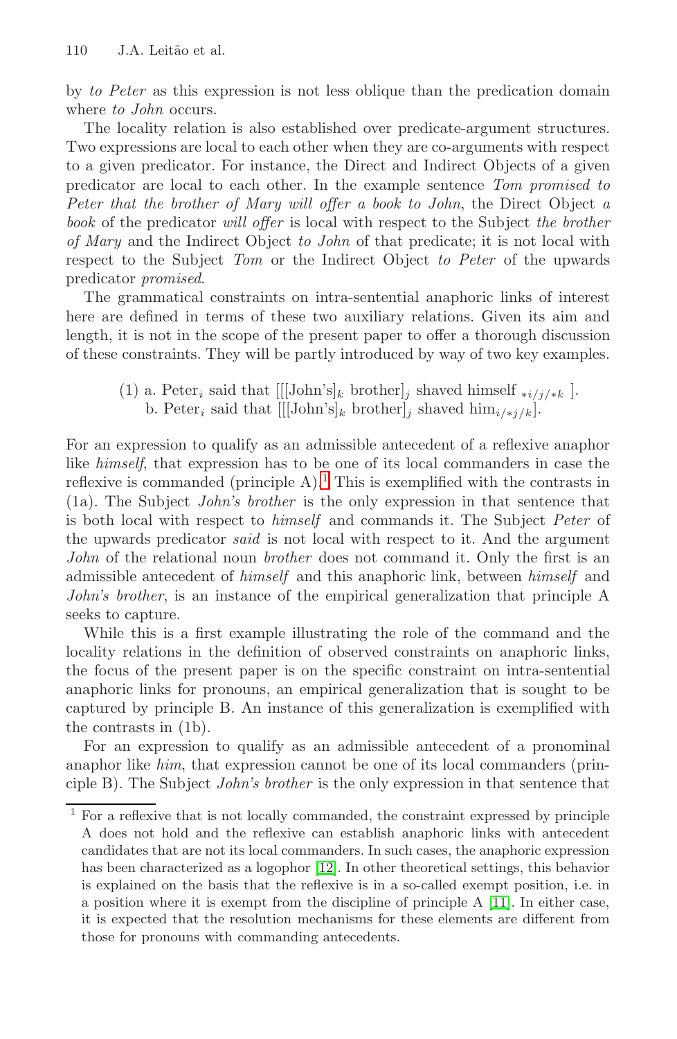by *to Peter* as this expression is not less oblique than the predication domain where *to John* occurs.

The locality relation is also established over predicate-argument structures. Two expressions are local to each other when they are co-arguments with respect to a given predicator. For instance, the Direct and Indirect Objects of a given predicator are local to each other. In the example sentence *Tom promised to Peter that the brother of Mary will offer a book to John*, the Direct Object *a book* of the predicator *will offer* is local with respect to the Subject *the brother of Mary* and the Indirect Object *to John* of that predicate; it is not local with respect to the Subject *Tom* or the Indirect Object *to Peter* of the upwards predicator *promised*.

The grammatical constraints on intra-sentential anaphoric links of interest here are defined in terms of these two auxiliary relations. Given its aim and length, it is not in the scope of the present paper to offer a thorough discussion of these constraints. They will be partly introduced by way of two key examples.

(1) a. Peter$_i$ said that [[[John's]$_k$ brother]$_j$ shaved himself $_{*i/j/*k}$ ].
 b. Peter$_i$ said that [[[John's]$_k$ brother]$_j$ shaved him$_{i/*j/k}$].

For an expression to qualify as an admissible antecedent of a reflexive anaphor like *himself*, that expression has to be one of its local commanders in case the reflexive is commanded (principle A).[1] This is exemplified with the contrasts in (1a). The Subject *John's brother* is the only expression in that sentence that is both local with respect to *himself* and commands it. The Subject *Peter* of the upwards predicator *said* is not local with respect to it. And the argument *John* of the relational noun *brother* does not command it. Only the first is an admissible antecedent of *himself* and this anaphoric link, between *himself* and *John's brother*, is an instance of the empirical generalization that principle A seeks to capture.

While this is a first example illustrating the role of the command and the locality relations in the definition of observed constraints on anaphoric links, the focus of the present paper is on the specific constraint on intra-sentential anaphoric links for pronouns, an empirical generalization that is sought to be captured by principle B. An instance of this generalization is exemplified with the contrasts in (1b).

For an expression to qualify as an admissible antecedent of a pronominal anaphor like *him*, that expression cannot be one of its local commanders (principle B). The Subject *John's brother* is the only expression in that sentence that

---

[1] For a reflexive that is not locally commanded, the constraint expressed by principle A does not hold and the reflexive can establish anaphoric links with antecedent candidates that are not its local commanders. In such cases, the anaphoric expression has been characterized as a logophor [12]. In other theoretical settings, this behavior is explained on the basis that the reflexive is in a so-called exempt position, i.e. in a position where it is exempt from the discipline of principle A [11]. In either case, it is expected that the resolution mechanisms for these elements are different from those for pronouns with commanding antecedents.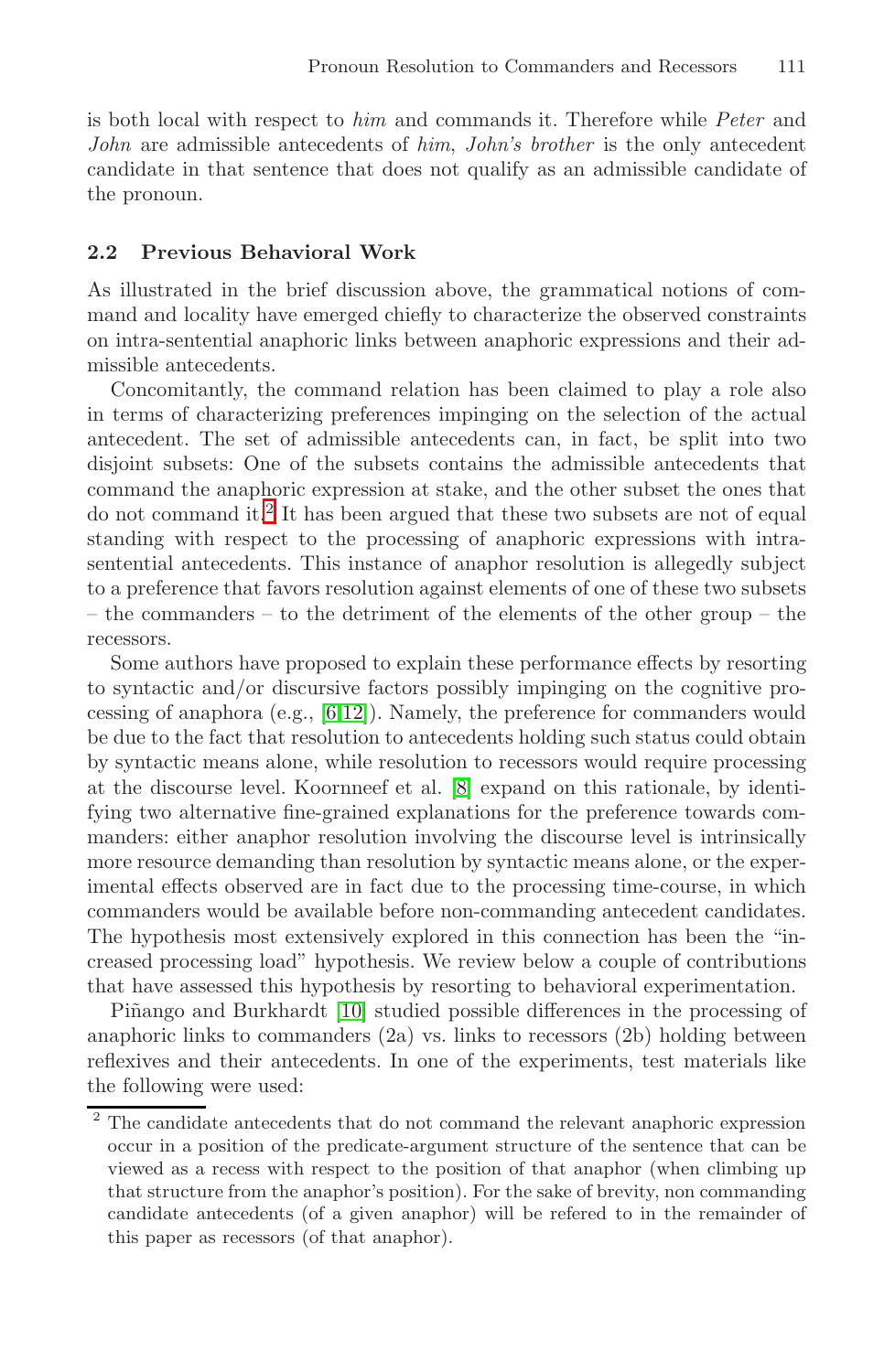is both local with respect to *him* and commands it. Therefore while *Peter* and *John* are admissible antecedents of *him*, *John's brother* is the only antecedent candidate in that sentence that does not qualify as an admissible candidate of the pronoun.

### 2.2 Previous Behavioral Work

As illustrated in the brief discussion above, the grammatical notions of command and locality have emerged chiefly to characterize the observed constraints on intra-sentential anaphoric links between anaphoric expressions and their admissible antecedents.

Concomitantly, the command relation has been claimed to play a role also in terms of characterizing preferences impinging on the selection of the actual antecedent. The set of admissible antecedents can, in fact, be split into two disjoint subsets: One of the subsets contains the admissible antecedents that command the anaphoric expression at stake, and the other subset the ones that do not command it.[2] It has been argued that these two subsets are not of equal standing with respect to the processing of anaphoric expressions with intra-sentential antecedents. This instance of anaphor resolution is allegedly subject to a preference that favors resolution against elements of one of these two subsets – the commanders – to the detriment of the elements of the other group – the recessors.

Some authors have proposed to explain these performance effects by resorting to syntactic and/or discursive factors possibly impinging on the cognitive processing of anaphora (e.g., [6,12]). Namely, the preference for commanders would be due to the fact that resolution to antecedents holding such status could obtain by syntactic means alone, while resolution to recessors would require processing at the discourse level. Koornneef et al. [8] expand on this rationale, by identifying two alternative fine-grained explanations for the preference towards commanders: either anaphor resolution involving the discourse level is intrinsically more resource demanding than resolution by syntactic means alone, or the experimental effects observed are in fact due to the processing time-course, in which commanders would be available before non-commanding antecedent candidates. The hypothesis most extensively explored in this connection has been the "increased processing load" hypothesis. We review below a couple of contributions that have assessed this hypothesis by resorting to behavioral experimentation.

Piñango and Burkhardt [10] studied possible differences in the processing of anaphoric links to commanders (2a) vs. links to recessors (2b) holding between reflexives and their antecedents. In one of the experiments, test materials like the following were used:

[2] The candidate antecedents that do not command the relevant anaphoric expression occur in a position of the predicate-argument structure of the sentence that can be viewed as a recess with respect to the position of that anaphor (when climbing up that structure from the anaphor's position). For the sake of brevity, non commanding candidate antecedents (of a given anaphor) will be refered to in the remainder of this paper as recessors (of that anaphor).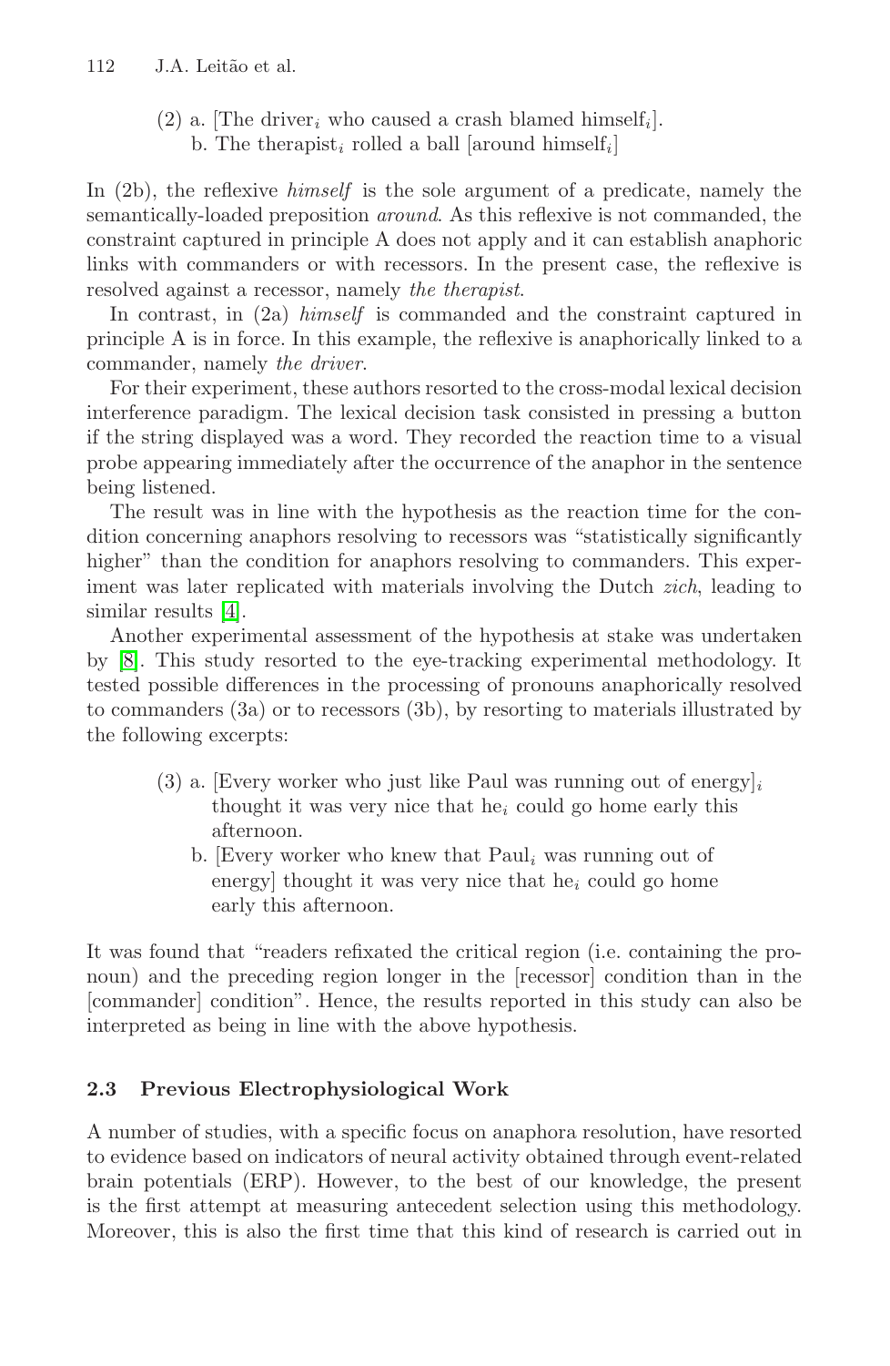(2) a. [The driver$_i$ who caused a crash blamed himself$_i$].
    b. The therapist$_i$ rolled a ball [around himself$_i$]

In (2b), the reflexive *himself* is the sole argument of a predicate, namely the semantically-loaded preposition *around*. As this reflexive is not commanded, the constraint captured in principle A does not apply and it can establish anaphoric links with commanders or with recessors. In the present case, the reflexive is resolved against a recessor, namely *the therapist*.

In contrast, in (2a) *himself* is commanded and the constraint captured in principle A is in force. In this example, the reflexive is anaphorically linked to a commander, namely *the driver*.

For their experiment, these authors resorted to the cross-modal lexical decision interference paradigm. The lexical decision task consisted in pressing a button if the string displayed was a word. They recorded the reaction time to a visual probe appearing immediately after the occurrence of the anaphor in the sentence being listened.

The result was in line with the hypothesis as the reaction time for the condition concerning anaphors resolving to recessors was "statistically significantly higher" than the condition for anaphors resolving to commanders. This experiment was later replicated with materials involving the Dutch *zich*, leading to similar results [4].

Another experimental assessment of the hypothesis at stake was undertaken by [8]. This study resorted to the eye-tracking experimental methodology. It tested possible differences in the processing of pronouns anaphorically resolved to commanders (3a) or to recessors (3b), by resorting to materials illustrated by the following excerpts:

(3) a. [Every worker who just like Paul was running out of energy]$_i$ thought it was very nice that he$_i$ could go home early this afternoon.
    b. [Every worker who knew that Paul$_i$ was running out of energy] thought it was very nice that he$_i$ could go home early this afternoon.

It was found that "readers refixated the critical region (i.e. containing the pronoun) and the preceding region longer in the [recessor] condition than in the [commander] condition". Hence, the results reported in this study can also be interpreted as being in line with the above hypothesis.

### 2.3 Previous Electrophysiological Work

A number of studies, with a specific focus on anaphora resolution, have resorted to evidence based on indicators of neural activity obtained through event-related brain potentials (ERP). However, to the best of our knowledge, the present is the first attempt at measuring antecedent selection using this methodology. Moreover, this is also the first time that this kind of research is carried out in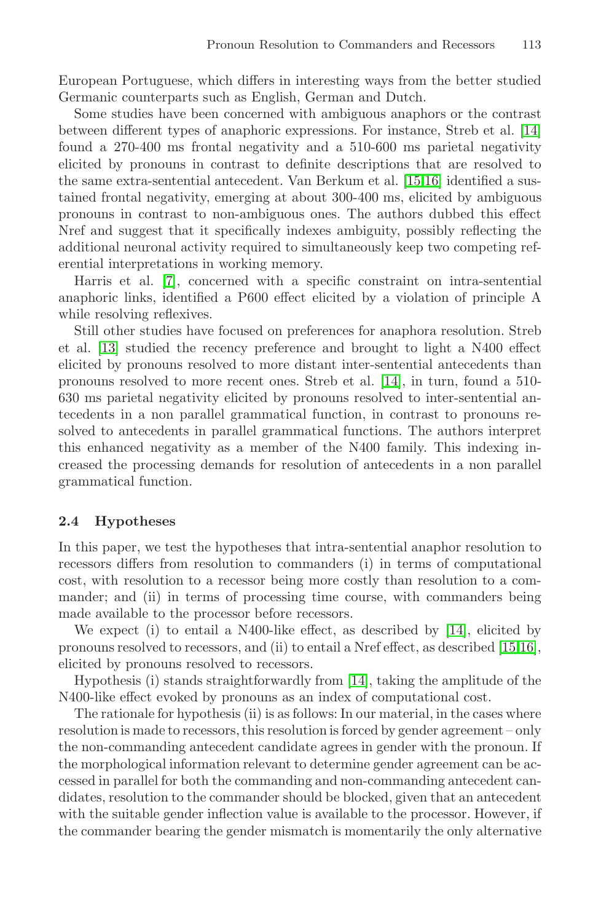European Portuguese, which differs in interesting ways from the better studied Germanic counterparts such as English, German and Dutch.

Some studies have been concerned with ambiguous anaphors or the contrast between different types of anaphoric expressions. For instance, Streb et al. [14] found a 270-400 ms frontal negativity and a 510-600 ms parietal negativity elicited by pronouns in contrast to definite descriptions that are resolved to the same extra-sentential antecedent. Van Berkum et al. [15,16] identified a sustained frontal negativity, emerging at about 300-400 ms, elicited by ambiguous pronouns in contrast to non-ambiguous ones. The authors dubbed this effect Nref and suggest that it specifically indexes ambiguity, possibly reflecting the additional neuronal activity required to simultaneously keep two competing referential interpretations in working memory.

Harris et al. [7], concerned with a specific constraint on intra-sentential anaphoric links, identified a P600 effect elicited by a violation of principle A while resolving reflexives.

Still other studies have focused on preferences for anaphora resolution. Streb et al. [13] studied the recency preference and brought to light a N400 effect elicited by pronouns resolved to more distant inter-sentential antecedents than pronouns resolved to more recent ones. Streb et al. [14], in turn, found a 510-630 ms parietal negativity elicited by pronouns resolved to inter-sentential antecedents in a non parallel grammatical function, in contrast to pronouns resolved to antecedents in parallel grammatical functions. The authors interpret this enhanced negativity as a member of the N400 family. This indexing increased the processing demands for resolution of antecedents in a non parallel grammatical function.

### 2.4 Hypotheses

In this paper, we test the hypotheses that intra-sentential anaphor resolution to recessors differs from resolution to commanders (i) in terms of computational cost, with resolution to a recessor being more costly than resolution to a commander; and (ii) in terms of processing time course, with commanders being made available to the processor before recessors.

We expect (i) to entail a N400-like effect, as described by [14], elicited by pronouns resolved to recessors, and (ii) to entail a Nref effect, as described [15,16], elicited by pronouns resolved to recessors.

Hypothesis (i) stands straightforwardly from [14], taking the amplitude of the N400-like effect evoked by pronouns as an index of computational cost.

The rationale for hypothesis (ii) is as follows: In our material, in the cases where resolution is made to recessors, this resolution is forced by gender agreement – only the non-commanding antecedent candidate agrees in gender with the pronoun. If the morphological information relevant to determine gender agreement can be accessed in parallel for both the commanding and non-commanding antecedent candidates, resolution to the commander should be blocked, given that an antecedent with the suitable gender inflection value is available to the processor. However, if the commander bearing the gender mismatch is momentarily the only alternative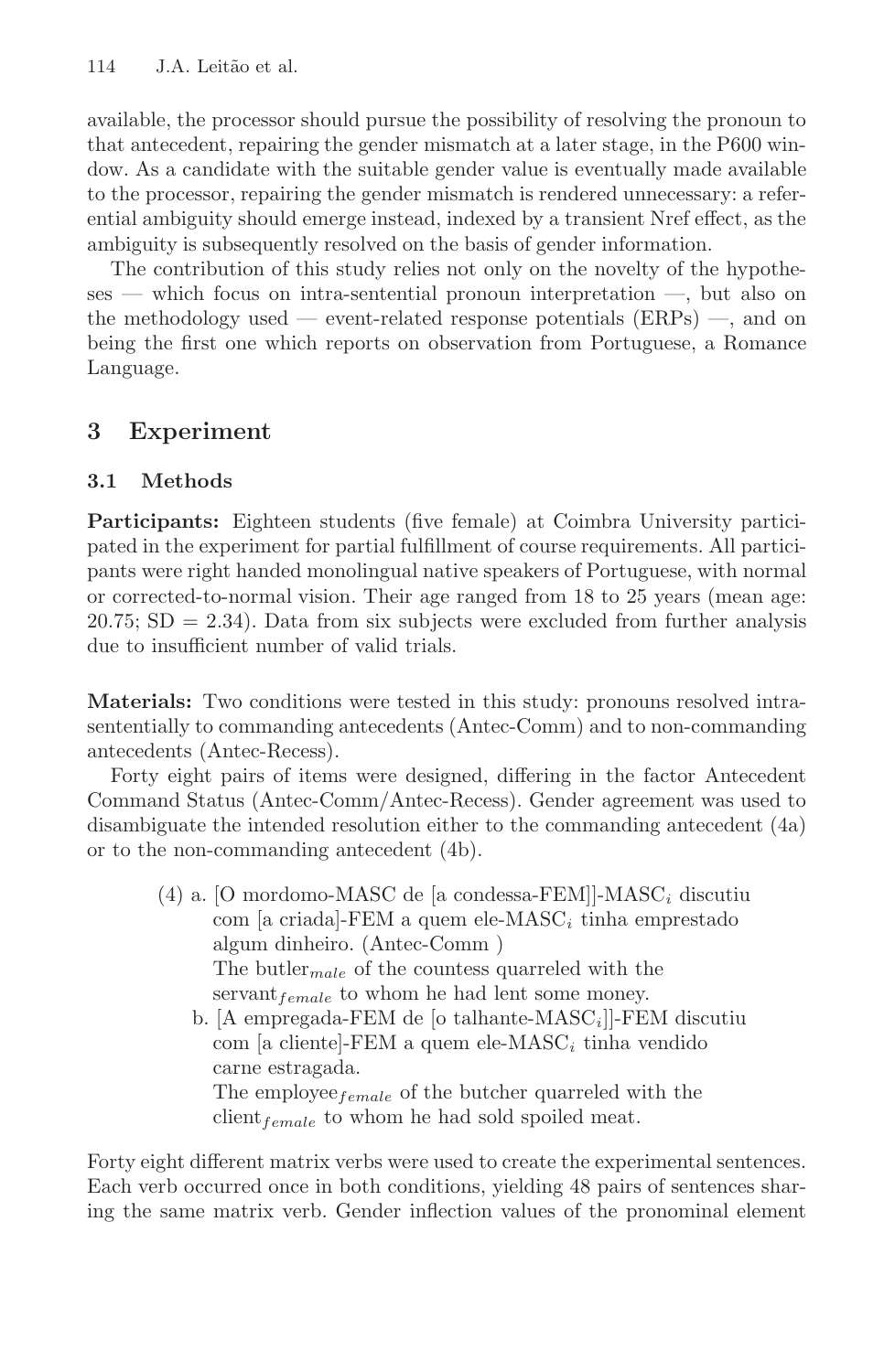available, the processor should pursue the possibility of resolving the pronoun to that antecedent, repairing the gender mismatch at a later stage, in the P600 window. As a candidate with the suitable gender value is eventually made available to the processor, repairing the gender mismatch is rendered unnecessary: a referential ambiguity should emerge instead, indexed by a transient Nref effect, as the ambiguity is subsequently resolved on the basis of gender information.

The contribution of this study relies not only on the novelty of the hypotheses — which focus on intra-sentential pronoun interpretation —, but also on the methodology used — event-related response potentials (ERPs) —, and on being the first one which reports on observation from Portuguese, a Romance Language.

## 3 Experiment

### 3.1 Methods

**Participants:** Eighteen students (five female) at Coimbra University participated in the experiment for partial fulfillment of course requirements. All participants were right handed monolingual native speakers of Portuguese, with normal or corrected-to-normal vision. Their age ranged from 18 to 25 years (mean age: 20.75; SD = 2.34). Data from six subjects were excluded from further analysis due to insufficient number of valid trials.

**Materials:** Two conditions were tested in this study: pronouns resolved intra-sententially to commanding antecedents (Antec-Comm) and to non-commanding antecedents (Antec-Recess).

Forty eight pairs of items were designed, differing in the factor Antecedent Command Status (Antec-Comm/Antec-Recess). Gender agreement was used to disambiguate the intended resolution either to the commanding antecedent (4a) or to the non-commanding antecedent (4b).

(4) a. [O mordomo-MASC de [a condessa-FEM]]-MASC$_i$ discutiu com [a criada]-FEM a quem ele-MASC$_i$ tinha emprestado algum dinheiro. (Antec-Comm )
The butler$_{male}$ of the countess quarreled with the servant$_{female}$ to whom he had lent some money.

b. [A empregada-FEM de [o talhante-MASC$_i$]]-FEM discutiu com [a cliente]-FEM a quem ele-MASC$_i$ tinha vendido carne estragada.
The employee$_{female}$ of the butcher quarreled with the client$_{female}$ to whom he had sold spoiled meat.

Forty eight different matrix verbs were used to create the experimental sentences. Each verb occurred once in both conditions, yielding 48 pairs of sentences sharing the same matrix verb. Gender inflection values of the pronominal element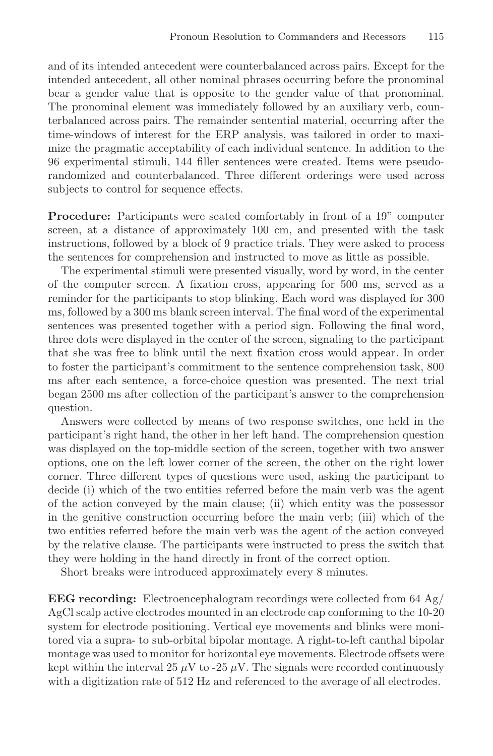and of its intended antecedent were counterbalanced across pairs. Except for the intended antecedent, all other nominal phrases occurring before the pronominal bear a gender value that is opposite to the gender value of that pronominal. The pronominal element was immediately followed by an auxiliary verb, counterbalanced across pairs. The remainder sentential material, occurring after the time-windows of interest for the ERP analysis, was tailored in order to maximize the pragmatic acceptability of each individual sentence. In addition to the 96 experimental stimuli, 144 filler sentences were created. Items were pseudo-randomized and counterbalanced. Three different orderings were used across subjects to control for sequence effects.

**Procedure:** Participants were seated comfortably in front of a 19" computer screen, at a distance of approximately 100 cm, and presented with the task instructions, followed by a block of 9 practice trials. They were asked to process the sentences for comprehension and instructed to move as little as possible.

The experimental stimuli were presented visually, word by word, in the center of the computer screen. A fixation cross, appearing for 500 ms, served as a reminder for the participants to stop blinking. Each word was displayed for 300 ms, followed by a 300 ms blank screen interval. The final word of the experimental sentences was presented together with a period sign. Following the final word, three dots were displayed in the center of the screen, signaling to the participant that she was free to blink until the next fixation cross would appear. In order to foster the participant's commitment to the sentence comprehension task, 800 ms after each sentence, a force-choice question was presented. The next trial began 2500 ms after collection of the participant's answer to the comprehension question.

Answers were collected by means of two response switches, one held in the participant's right hand, the other in her left hand. The comprehension question was displayed on the top-middle section of the screen, together with two answer options, one on the left lower corner of the screen, the other on the right lower corner. Three different types of questions were used, asking the participant to decide (i) which of the two entities referred before the main verb was the agent of the action conveyed by the main clause; (ii) which entity was the possessor in the genitive construction occurring before the main verb; (iii) which of the two entities referred before the main verb was the agent of the action conveyed by the relative clause. The participants were instructed to press the switch that they were holding in the hand directly in front of the correct option.

Short breaks were introduced approximately every 8 minutes.

**EEG recording:** Electroencephalogram recordings were collected from 64 Ag/AgCl scalp active electrodes mounted in an electrode cap conforming to the 10-20 system for electrode positioning. Vertical eye movements and blinks were monitored via a supra- to sub-orbital bipolar montage. A right-to-left canthal bipolar montage was used to monitor for horizontal eye movements. Electrode offsets were kept within the interval 25 $\mu$V to -25 $\mu$V. The signals were recorded continuously with a digitization rate of 512 Hz and referenced to the average of all electrodes.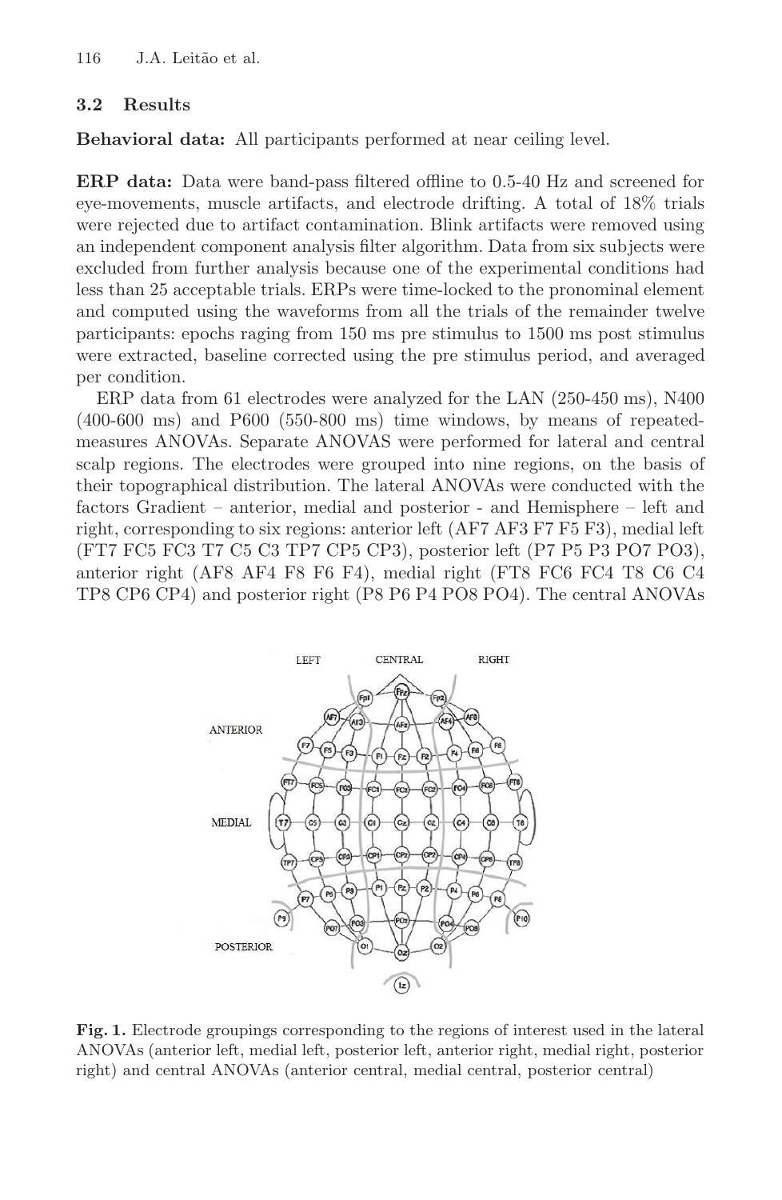### 3.2 Results

**Behavioral data:** All participants performed at near ceiling level.

**ERP data:** Data were band-pass filtered offline to 0.5-40 Hz and screened for eye-movements, muscle artifacts, and electrode drifting. A total of 18% trials were rejected due to artifact contamination. Blink artifacts were removed using an independent component analysis filter algorithm. Data from six subjects were excluded from further analysis because one of the experimental conditions had less than 25 acceptable trials. ERPs were time-locked to the pronominal element and computed using the waveforms from all the trials of the remainder twelve participants: epochs raging from 150 ms pre stimulus to 1500 ms post stimulus were extracted, baseline corrected using the pre stimulus period, and averaged per condition.

ERP data from 61 electrodes were analyzed for the LAN (250-450 ms), N400 (400-600 ms) and P600 (550-800 ms) time windows, by means of repeated-measures ANOVAs. Separate ANOVAS were performed for lateral and central scalp regions. The electrodes were grouped into nine regions, on the basis of their topographical distribution. The lateral ANOVAs were conducted with the factors Gradient – anterior, medial and posterior - and Hemisphere – left and right, corresponding to six regions: anterior left (AF7 AF3 F7 F5 F3), medial left (FT7 FC5 FC3 T7 C5 C3 TP7 CP5 CP3), posterior left (P7 P5 P3 PO7 PO3), anterior right (AF8 AF4 F8 F6 F4), medial right (FT8 FC6 FC4 T8 C6 C4 TP8 CP6 CP4) and posterior right (P8 P6 P4 PO8 PO4). The central ANOVAs

**Fig. 1.** Electrode groupings corresponding to the regions of interest used in the lateral ANOVAs (anterior left, medial left, posterior left, anterior right, medial right, posterior right) and central ANOVAs (anterior central, medial central, posterior central)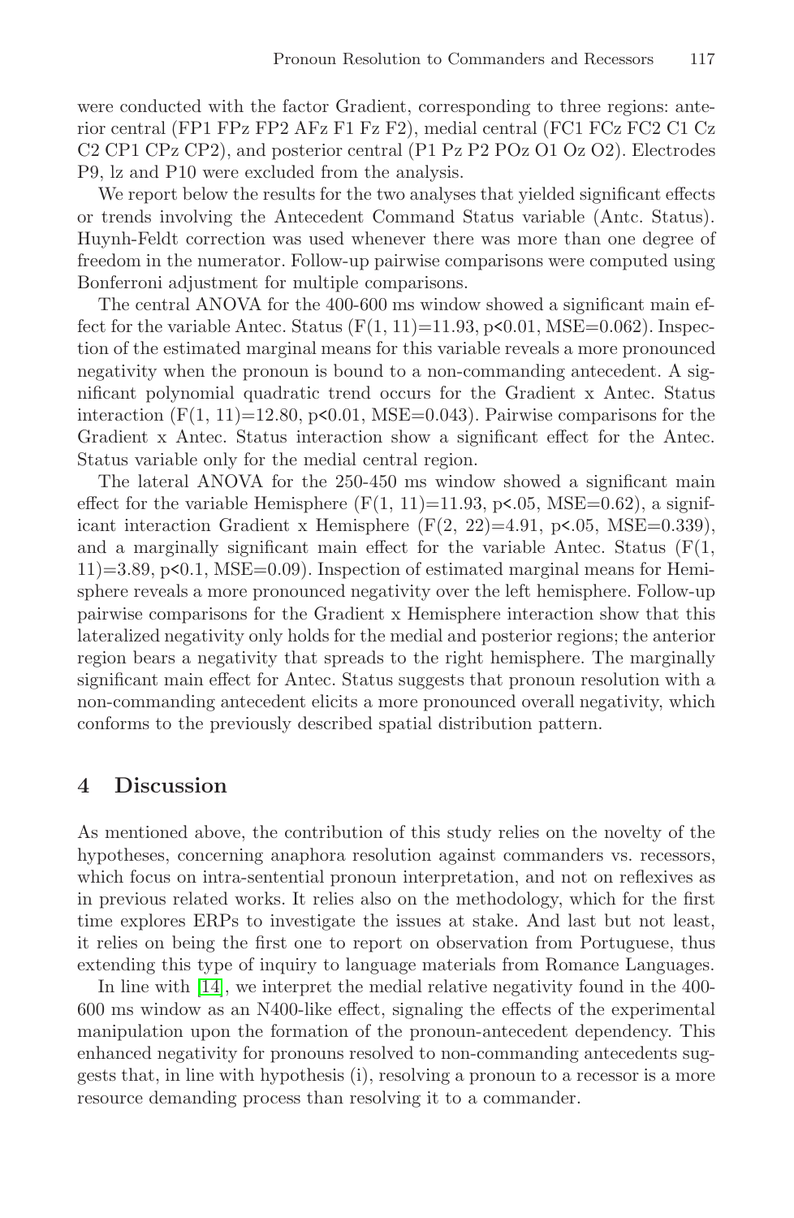were conducted with the factor Gradient, corresponding to three regions: anterior central (FP1 FPz FP2 AFz F1 Fz F2), medial central (FC1 FCz FC2 C1 Cz C2 CP1 CPz CP2), and posterior central (P1 Pz P2 POz O1 Oz O2). Electrodes P9, lz and P10 were excluded from the analysis.

We report below the results for the two analyses that yielded significant effects or trends involving the Antecedent Command Status variable (Antc. Status). Huynh-Feldt correction was used whenever there was more than one degree of freedom in the numerator. Follow-up pairwise comparisons were computed using Bonferroni adjustment for multiple comparisons.

The central ANOVA for the 400-600 ms window showed a significant main effect for the variable Antec. Status ($F(1, 11)=11.93$, $p<0.01$, $MSE=0.062$). Inspection of the estimated marginal means for this variable reveals a more pronounced negativity when the pronoun is bound to a non-commanding antecedent. A significant polynomial quadratic trend occurs for the Gradient x Antec. Status interaction ($F(1, 11)=12.80$, $p<0.01$, $MSE=0.043$). Pairwise comparisons for the Gradient x Antec. Status interaction show a significant effect for the Antec. Status variable only for the medial central region.

The lateral ANOVA for the 250-450 ms window showed a significant main effect for the variable Hemisphere ($F(1, 11)=11.93$, $p<.05$, $MSE=0.62$), a significant interaction Gradient x Hemisphere ($F(2, 22)=4.91$, $p<.05$, $MSE=0.339$), and a marginally significant main effect for the variable Antec. Status ($F(1, 11)=3.89$, $p<0.1$, $MSE=0.09$). Inspection of estimated marginal means for Hemisphere reveals a more pronounced negativity over the left hemisphere. Follow-up pairwise comparisons for the Gradient x Hemisphere interaction show that this lateralized negativity only holds for the medial and posterior regions; the anterior region bears a negativity that spreads to the right hemisphere. The marginally significant main effect for Antec. Status suggests that pronoun resolution with a non-commanding antecedent elicits a more pronounced overall negativity, which conforms to the previously described spatial distribution pattern.

## 4 Discussion

As mentioned above, the contribution of this study relies on the novelty of the hypotheses, concerning anaphora resolution against commanders vs. recessors, which focus on intra-sentential pronoun interpretation, and not on reflexives as in previous related works. It relies also on the methodology, which for the first time explores ERPs to investigate the issues at stake. And last but not least, it relies on being the first one to report on observation from Portuguese, thus extending this type of inquiry to language materials from Romance Languages.

In line with [14], we interpret the medial relative negativity found in the 400-600 ms window as an N400-like effect, signaling the effects of the experimental manipulation upon the formation of the pronoun-antecedent dependency. This enhanced negativity for pronouns resolved to non-commanding antecedents suggests that, in line with hypothesis (i), resolving a pronoun to a recessor is a more resource demanding process than resolving it to a commander.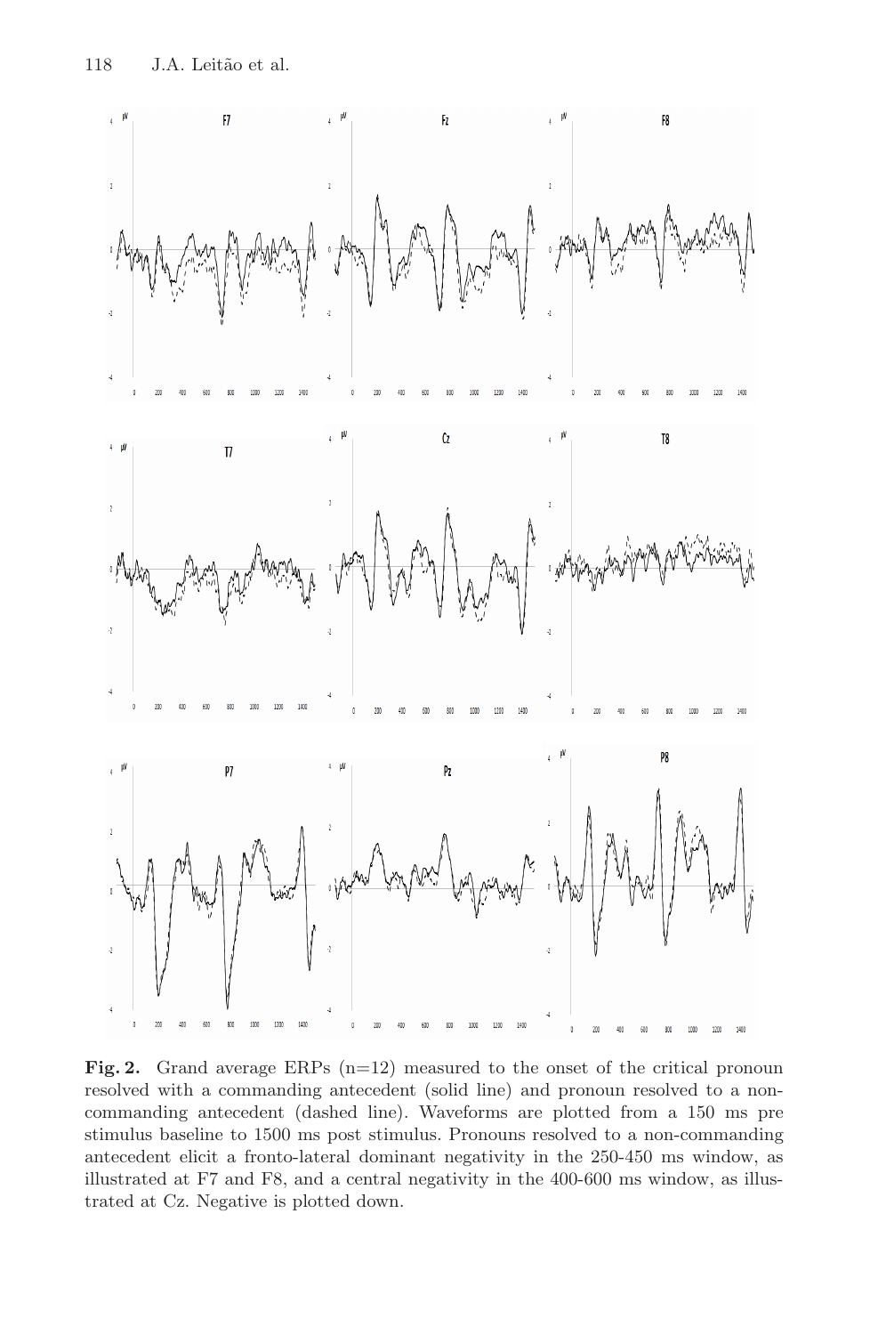**Fig. 2.** Grand average ERPs (n=12) measured to the onset of the critical pronoun resolved with a commanding antecedent (solid line) and pronoun resolved to a non-commanding antecedent (dashed line). Waveforms are plotted from a 150 ms pre stimulus baseline to 1500 ms post stimulus. Pronouns resolved to a non-commanding antecedent elicit a fronto-lateral dominant negativity in the 250-450 ms window, as illustrated at F7 and F8, and a central negativity in the 400-600 ms window, as illustrated at Cz. Negative is plotted down.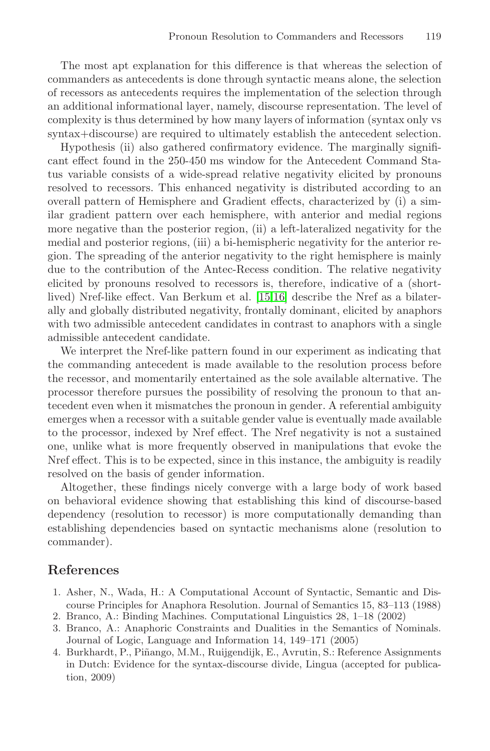The most apt explanation for this difference is that whereas the selection of commanders as antecedents is done through syntactic means alone, the selection of recessors as antecedents requires the implementation of the selection through an additional informational layer, namely, discourse representation. The level of complexity is thus determined by how many layers of information (syntax only vs syntax+discourse) are required to ultimately establish the antecedent selection.

Hypothesis (ii) also gathered confirmatory evidence. The marginally significant effect found in the 250-450 ms window for the Antecedent Command Status variable consists of a wide-spread relative negativity elicited by pronouns resolved to recessors. This enhanced negativity is distributed according to an overall pattern of Hemisphere and Gradient effects, characterized by (i) a similar gradient pattern over each hemisphere, with anterior and medial regions more negative than the posterior region, (ii) a left-lateralized negativity for the medial and posterior regions, (iii) a bi-hemispheric negativity for the anterior region. The spreading of the anterior negativity to the right hemisphere is mainly due to the contribution of the Antec-Recess condition. The relative negativity elicited by pronouns resolved to recessors is, therefore, indicative of a (short-lived) Nref-like effect. Van Berkum et al. [15,16] describe the Nref as a bilaterally and globally distributed negativity, frontally dominant, elicited by anaphors with two admissible antecedent candidates in contrast to anaphors with a single admissible antecedent candidate.

We interpret the Nref-like pattern found in our experiment as indicating that the commanding antecedent is made available to the resolution process before the recessor, and momentarily entertained as the sole available alternative. The processor therefore pursues the possibility of resolving the pronoun to that antecedent even when it mismatches the pronoun in gender. A referential ambiguity emerges when a recessor with a suitable gender value is eventually made available to the processor, indexed by Nref effect. The Nref negativity is not a sustained one, unlike what is more frequently observed in manipulations that evoke the Nref effect. This is to be expected, since in this instance, the ambiguity is readily resolved on the basis of gender information.

Altogether, these findings nicely converge with a large body of work based on behavioral evidence showing that establishing this kind of discourse-based dependency (resolution to recessor) is more computationally demanding than establishing dependencies based on syntactic mechanisms alone (resolution to commander).

## References

1. Asher, N., Wada, H.: A Computational Account of Syntactic, Semantic and Discourse Principles for Anaphora Resolution. Journal of Semantics 15, 83–113 (1988)
2. Branco, A.: Binding Machines. Computational Linguistics 28, 1–18 (2002)
3. Branco, A.: Anaphoric Constraints and Dualities in the Semantics of Nominals. Journal of Logic, Language and Information 14, 149–171 (2005)
4. Burkhardt, P., Piñango, M.M., Ruijgendijk, E., Avrutin, S.: Reference Assignments in Dutch: Evidence for the syntax-discourse divide, Lingua (accepted for publication, 2009)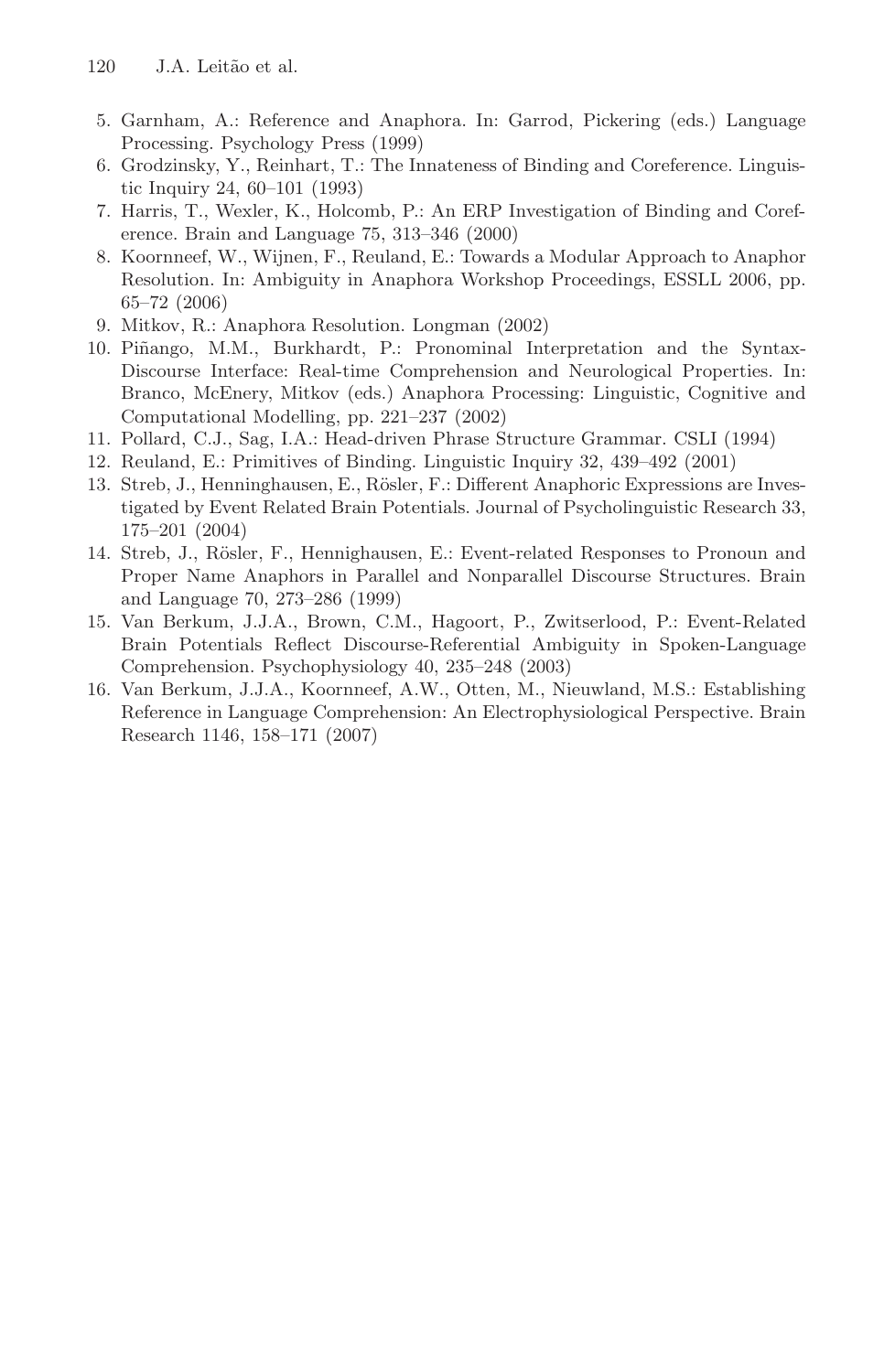5. Garnham, A.: Reference and Anaphora. In: Garrod, Pickering (eds.) Language Processing. Psychology Press (1999)
6. Grodzinsky, Y., Reinhart, T.: The Innateness of Binding and Coreference. Linguistic Inquiry 24, 60–101 (1993)
7. Harris, T., Wexler, K., Holcomb, P.: An ERP Investigation of Binding and Coreference. Brain and Language 75, 313–346 (2000)
8. Koornneef, W., Wijnen, F., Reuland, E.: Towards a Modular Approach to Anaphor Resolution. In: Ambiguity in Anaphora Workshop Proceedings, ESSLL 2006, pp. 65–72 (2006)
9. Mitkov, R.: Anaphora Resolution. Longman (2002)
10. Piñango, M.M., Burkhardt, P.: Pronominal Interpretation and the Syntax-Discourse Interface: Real-time Comprehension and Neurological Properties. In: Branco, McEnery, Mitkov (eds.) Anaphora Processing: Linguistic, Cognitive and Computational Modelling, pp. 221–237 (2002)
11. Pollard, C.J., Sag, I.A.: Head-driven Phrase Structure Grammar. CSLI (1994)
12. Reuland, E.: Primitives of Binding. Linguistic Inquiry 32, 439–492 (2001)
13. Streb, J., Henninghausen, E., Rösler, F.: Different Anaphoric Expressions are Investigated by Event Related Brain Potentials. Journal of Psycholinguistic Research 33, 175–201 (2004)
14. Streb, J., Rösler, F., Hennighausen, E.: Event-related Responses to Pronoun and Proper Name Anaphors in Parallel and Nonparallel Discourse Structures. Brain and Language 70, 273–286 (1999)
15. Van Berkum, J.J.A., Brown, C.M., Hagoort, P., Zwitserlood, P.: Event-Related Brain Potentials Reflect Discourse-Referential Ambiguity in Spoken-Language Comprehension. Psychophysiology 40, 235–248 (2003)
16. Van Berkum, J.J.A., Koornneef, A.W., Otten, M., Nieuwland, M.S.: Establishing Reference in Language Comprehension: An Electrophysiological Perspective. Brain Research 1146, 158–171 (2007)